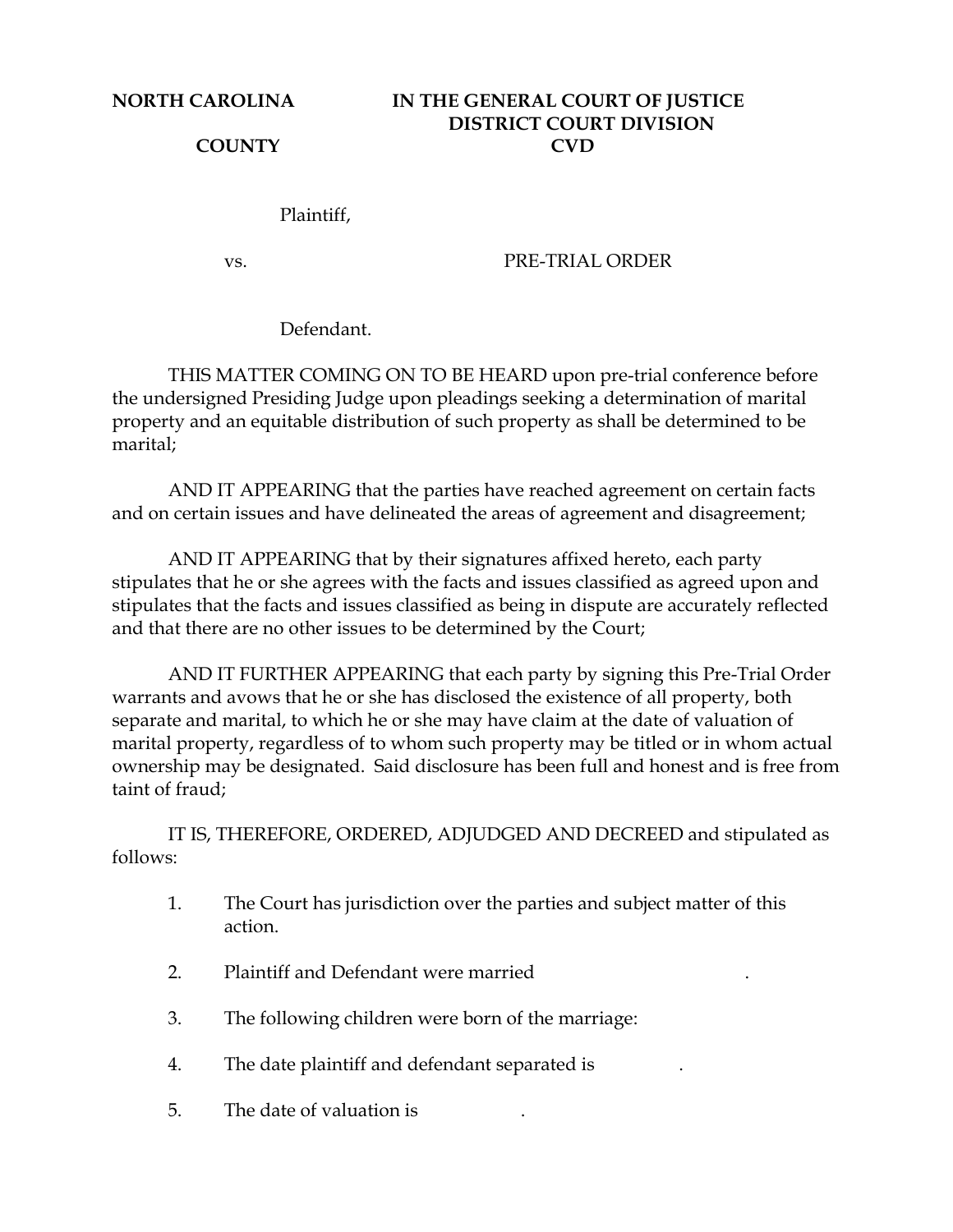**NORTH CAROLINA** **IN THE GENERAL COURT OF JUSTICE**
**DISTRICT COURT DIVISION**
**COUNTY** **CVD**

Plaintiff,

vs. PRE-TRIAL ORDER

Defendant.

THIS MATTER COMING ON TO BE HEARD upon pre-trial conference before the undersigned Presiding Judge upon pleadings seeking a determination of marital property and an equitable distribution of such property as shall be determined to be marital;

AND IT APPEARING that the parties have reached agreement on certain facts and on certain issues and have delineated the areas of agreement and disagreement;

AND IT APPEARING that by their signatures affixed hereto, each party stipulates that he or she agrees with the facts and issues classified as agreed upon and stipulates that the facts and issues classified as being in dispute are accurately reflected and that there are no other issues to be determined by the Court;

AND IT FURTHER APPEARING that each party by signing this Pre-Trial Order warrants and avows that he or she has disclosed the existence of all property, both separate and marital, to which he or she may have claim at the date of valuation of marital property, regardless of to whom such property may be titled or in whom actual ownership may be designated. Said disclosure has been full and honest and is free from taint of fraud;

IT IS, THEREFORE, ORDERED, ADJUDGED AND DECREED and stipulated as follows:

1. The Court has jurisdiction over the parties and subject matter of this action.

2. Plaintiff and Defendant were married .

3. The following children were born of the marriage:

4. The date plaintiff and defendant separated is .

5. The date of valuation is .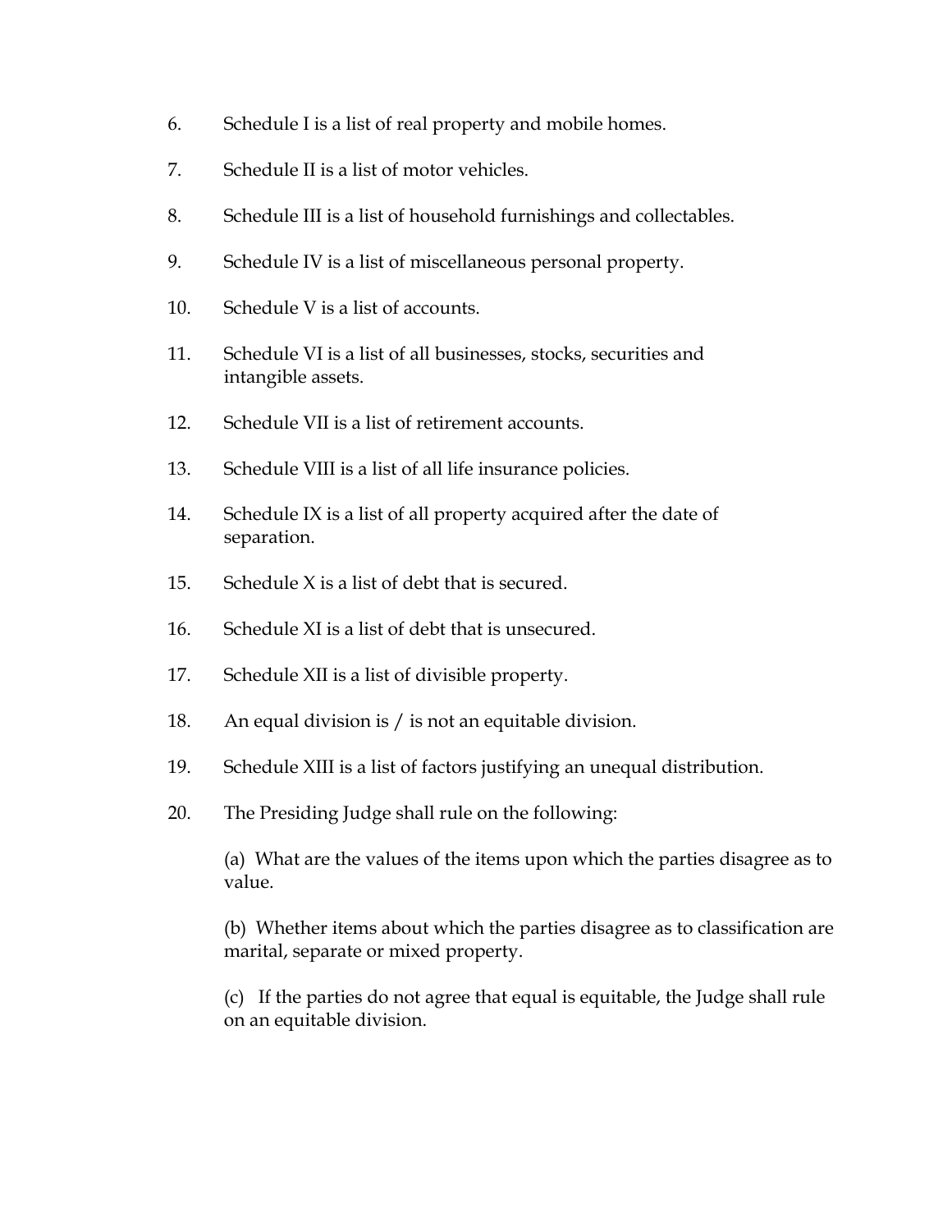6. Schedule I is a list of real property and mobile homes.

7. Schedule II is a list of motor vehicles.

8. Schedule III is a list of household furnishings and collectables.

9. Schedule IV is a list of miscellaneous personal property.

10. Schedule V is a list of accounts.

11. Schedule VI is a list of all businesses, stocks, securities and intangible assets.

12. Schedule VII is a list of retirement accounts.

13. Schedule VIII is a list of all life insurance policies.

14. Schedule IX is a list of all property acquired after the date of separation.

15. Schedule X is a list of debt that is secured.

16. Schedule XI is a list of debt that is unsecured.

17. Schedule XII is a list of divisible property.

18. An equal division is / is not an equitable division.

19. Schedule XIII is a list of factors justifying an unequal distribution.

20. The Presiding Judge shall rule on the following:

    (a) What are the values of the items upon which the parties disagree as to value.

    (b) Whether items about which the parties disagree as to classification are marital, separate or mixed property.

    (c) If the parties do not agree that equal is equitable, the Judge shall rule on an equitable division.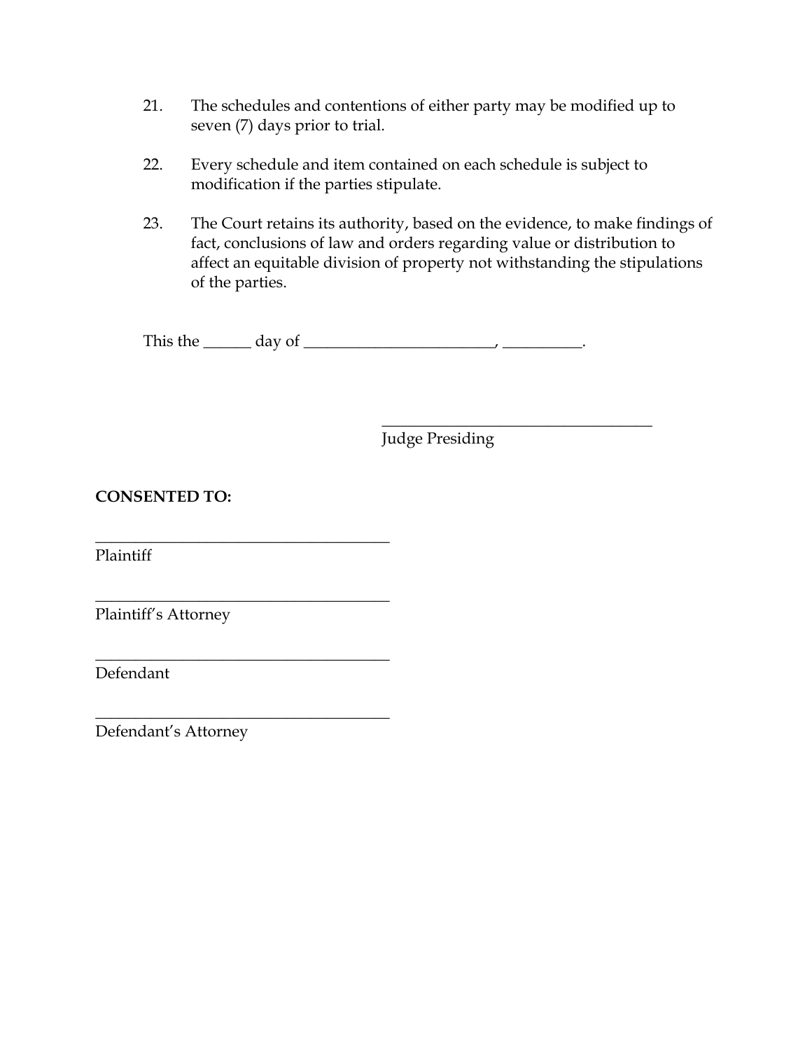21. The schedules and contentions of either party may be modified up to seven (7) days prior to trial.

22. Every schedule and item contained on each schedule is subject to modification if the parties stipulate.

23. The Court retains its authority, based on the evidence, to make findings of fact, conclusions of law and orders regarding value or distribution to affect an equitable division of property not withstanding the stipulations of the parties.

This the ______ day of ________________________, __________.

\_\_\_\_\_\_\_\_\_\_\_\_\_\_\_\_\_\_\_\_\_\_\_\_\_\_\_\_\_\_\_\_\_\_\_\_
Judge Presiding

**CONSENTED TO:**

\_\_\_\_\_\_\_\_\_\_\_\_\_\_\_\_\_\_\_\_\_\_\_\_\_\_\_\_\_\_\_\_\_\_\_\_\_\_\_
Plaintiff

\_\_\_\_\_\_\_\_\_\_\_\_\_\_\_\_\_\_\_\_\_\_\_\_\_\_\_\_\_\_\_\_\_\_\_\_\_\_\_
Plaintiff's Attorney

\_\_\_\_\_\_\_\_\_\_\_\_\_\_\_\_\_\_\_\_\_\_\_\_\_\_\_\_\_\_\_\_\_\_\_\_\_\_\_
Defendant

\_\_\_\_\_\_\_\_\_\_\_\_\_\_\_\_\_\_\_\_\_\_\_\_\_\_\_\_\_\_\_\_\_\_\_\_\_\_\_
Defendant's Attorney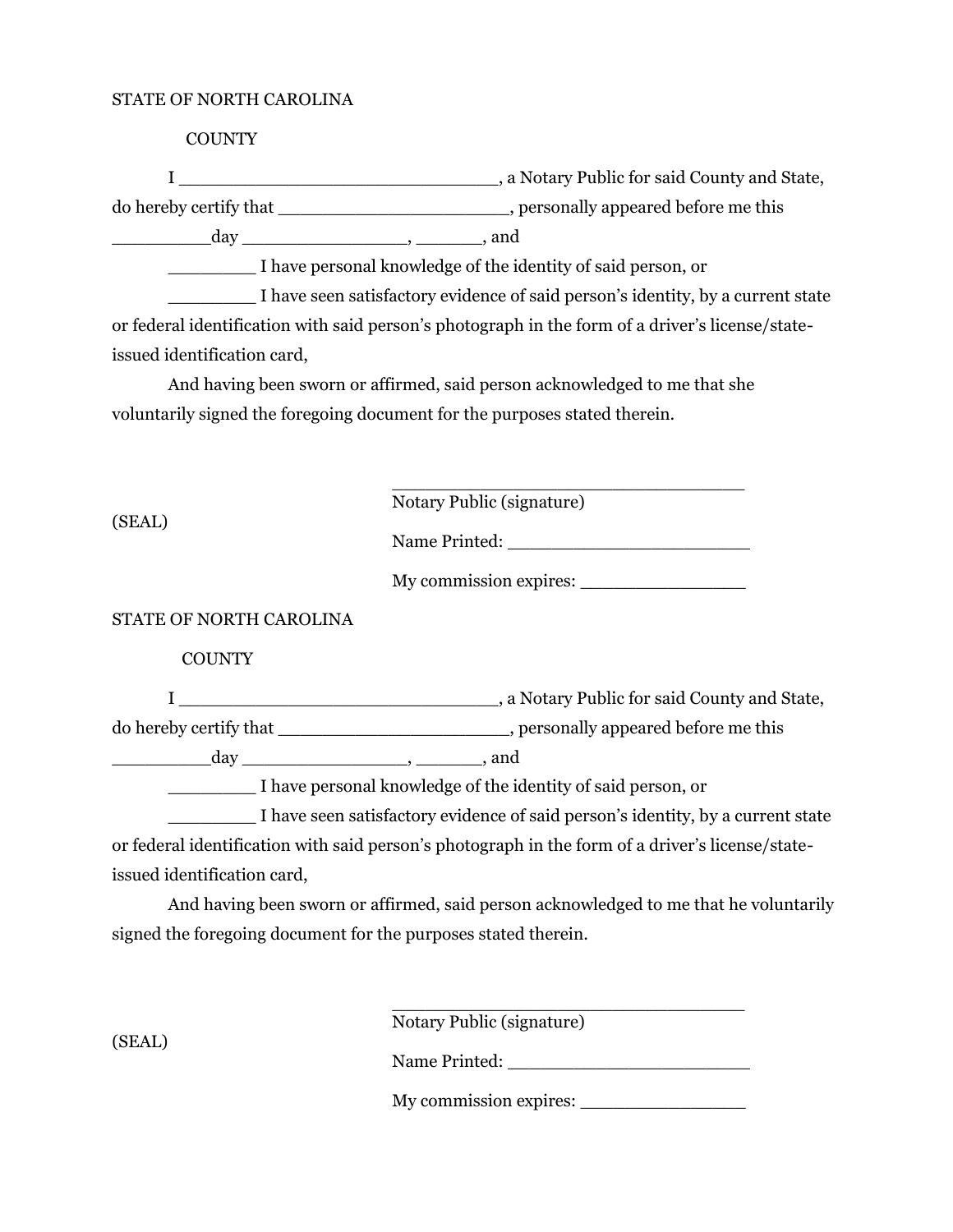STATE OF NORTH CAROLINA

COUNTY

I ______________________________, a Notary Public for said County and State, do hereby certify that ______________________, personally appeared before me this _________day ________________, ______, and

________ I have personal knowledge of the identity of said person, or

________ I have seen satisfactory evidence of said person's identity, by a current state or federal identification with said person's photograph in the form of a driver's license/state-issued identification card,

And having been sworn or affirmed, said person acknowledged to me that she voluntarily signed the foregoing document for the purposes stated therein.

(SEAL)

___________________________________
Notary Public (signature)

Name Printed: ________________________

My commission expires: ________________

STATE OF NORTH CAROLINA

COUNTY

I ______________________________, a Notary Public for said County and State, do hereby certify that ______________________, personally appeared before me this _________day ________________, ______, and

________ I have personal knowledge of the identity of said person, or

________ I have seen satisfactory evidence of said person's identity, by a current state or federal identification with said person's photograph in the form of a driver's license/state-issued identification card,

And having been sworn or affirmed, said person acknowledged to me that he voluntarily signed the foregoing document for the purposes stated therein.

(SEAL)

___________________________________
Notary Public (signature)

Name Printed: ________________________

My commission expires: ________________